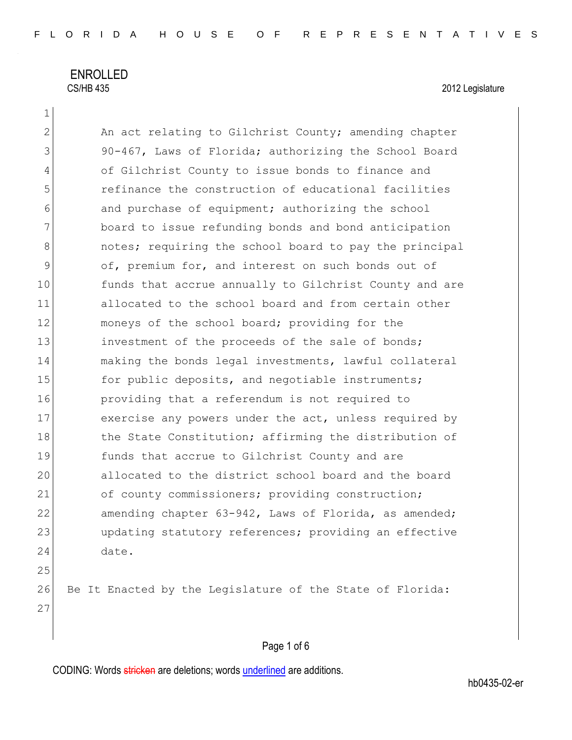ENROLLED

CS/HB 435 2012 Legislature

An act relating to Gilchrist County; amending chapter 90-467, Laws of Florida; authorizing the School Board of Gilchrist County to issue bonds to finance and refinance the construction of educational facilities and purchase of equipment; authorizing the school board to issue refunding bonds and bond anticipation notes; requiring the school board to pay the principal of, premium for, and interest on such bonds out of funds that accrue annually to Gilchrist County and are allocated to the school board and from certain other moneys of the school board; providing for the investment of the proceeds of the sale of bonds; making the bonds legal investments, lawful collateral for public deposits, and negotiable instruments; providing that a referendum is not required to exercise any powers under the act, unless required by the State Constitution; affirming the distribution of funds that accrue to Gilchrist County and are allocated to the district school board and the board of county commissioners; providing construction; amending chapter 63-942, Laws of Florida, as amended; updating statutory references; providing an effective date.

Be It Enacted by the Legislature of the State of Florida:

CODING: Words stricken are deletions; words underlined are additions.

hb0435-02-er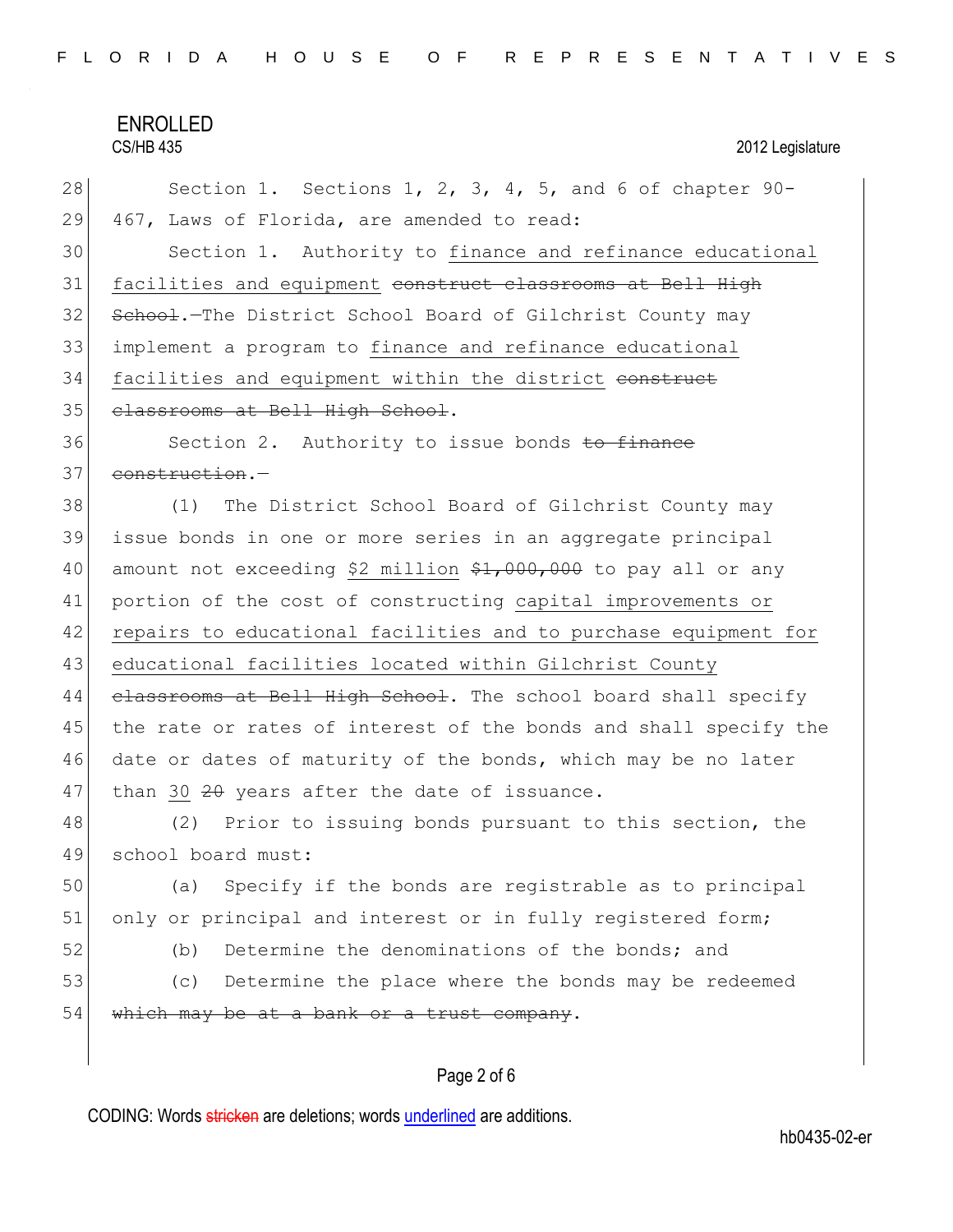Section 1. Sections 1, 2, 3, 4, 5, and 6 of chapter 90-467, Laws of Florida, are amended to read:

Section 1. Authority to <u>finance and refinance educational facilities and equipment</u> ~~construct classrooms at Bell High School~~.—The District School Board of Gilchrist County may implement a program to <u>finance and refinance educational facilities and equipment within the district</u> ~~construct classrooms at Bell High School~~.

Section 2. Authority to issue bonds ~~to finance construction~~.—

(1) The District School Board of Gilchrist County may issue bonds in one or more series in an aggregate principal amount not exceeding <u>$2 million</u> ~~$1,000,000~~ to pay all or any portion of the cost of constructing <u>capital improvements or repairs to educational facilities and to purchase equipment for educational facilities located within Gilchrist County</u> ~~classrooms at Bell High School~~. The school board shall specify the rate or rates of interest of the bonds and shall specify the date or dates of maturity of the bonds, which may be no later than <u>30</u> ~~20~~ years after the date of issuance.

(2) Prior to issuing bonds pursuant to this section, the school board must:

(a) Specify if the bonds are registrable as to principal only or principal and interest or in fully registered form;

(b) Determine the denominations of the bonds; and

(c) Determine the place where the bonds may be redeemed ~~which may be at a bank or a trust company~~.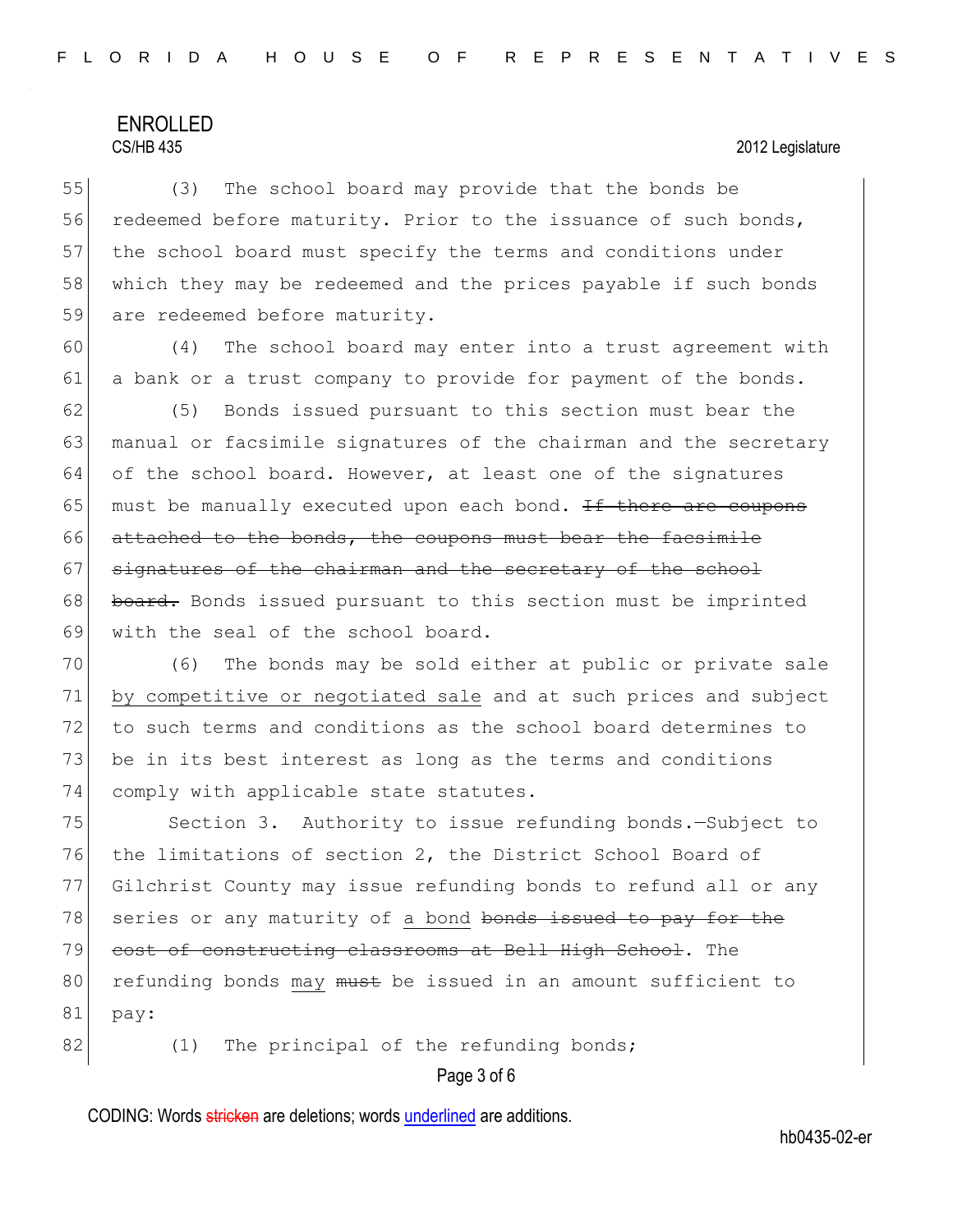(3) The school board may provide that the bonds be redeemed before maturity. Prior to the issuance of such bonds, the school board must specify the terms and conditions under which they may be redeemed and the prices payable if such bonds are redeemed before maturity.

(4) The school board may enter into a trust agreement with a bank or a trust company to provide for payment of the bonds.

(5) Bonds issued pursuant to this section must bear the manual or facsimile signatures of the chairman and the secretary of the school board. However, at least one of the signatures must be manually executed upon each bond. ~~If there are coupons attached to the bonds, the coupons must bear the facsimile signatures of the chairman and the secretary of the school board.~~ Bonds issued pursuant to this section must be imprinted with the seal of the school board.

(6) The bonds may be sold either at public or private sale <u>by competitive or negotiated sale</u> and at such prices and subject to such terms and conditions as the school board determines to be in its best interest as long as the terms and conditions comply with applicable state statutes.

Section 3. Authority to issue refunding bonds.—Subject to the limitations of section 2, the District School Board of Gilchrist County may issue refunding bonds to refund all or any series or any maturity of <u>a bond</u> ~~bonds issued to pay for the cost of constructing classrooms at Bell High School~~. The refunding bonds <u>may</u> ~~must~~ be issued in an amount sufficient to pay:

(1) The principal of the refunding bonds;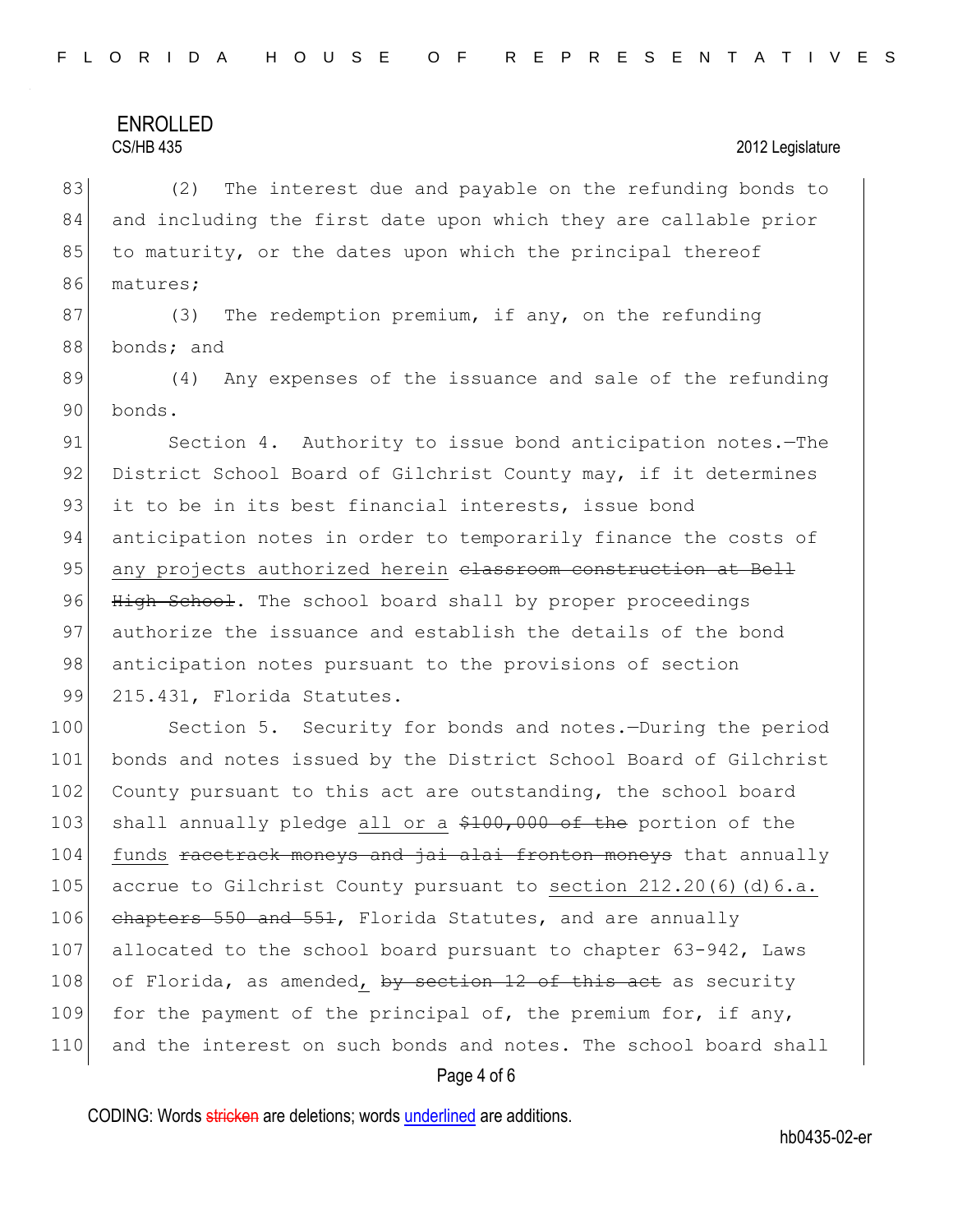(2) The interest due and payable on the refunding bonds to and including the first date upon which they are callable prior to maturity, or the dates upon which the principal thereof matures;

(3) The redemption premium, if any, on the refunding bonds; and

(4) Any expenses of the issuance and sale of the refunding bonds.

Section 4. Authority to issue bond anticipation notes.—The District School Board of Gilchrist County may, if it determines it to be in its best financial interests, issue bond anticipation notes in order to temporarily finance the costs of <u>any projects authorized herein</u> ~~classroom construction at Bell High School~~. The school board shall by proper proceedings authorize the issuance and establish the details of the bond anticipation notes pursuant to the provisions of section 215.431, Florida Statutes.

Section 5. Security for bonds and notes.—During the period bonds and notes issued by the District School Board of Gilchrist County pursuant to this act are outstanding, the school board shall annually pledge <u>all or a</u> ~~$100,000 of the~~ portion of the <u>funds</u> ~~racetrack moneys and jai alai fronton moneys~~ that annually accrue to Gilchrist County pursuant to <u>section 212.20(6)(d)6.a.</u> ~~chapters 550 and 551~~, Florida Statutes, and are annually allocated to the school board pursuant to chapter 63-942, Laws of Florida, as amended<u>,</u> ~~by section 12 of this act~~ as security for the payment of the principal of, the premium for, if any, and the interest on such bonds and notes. The school board shall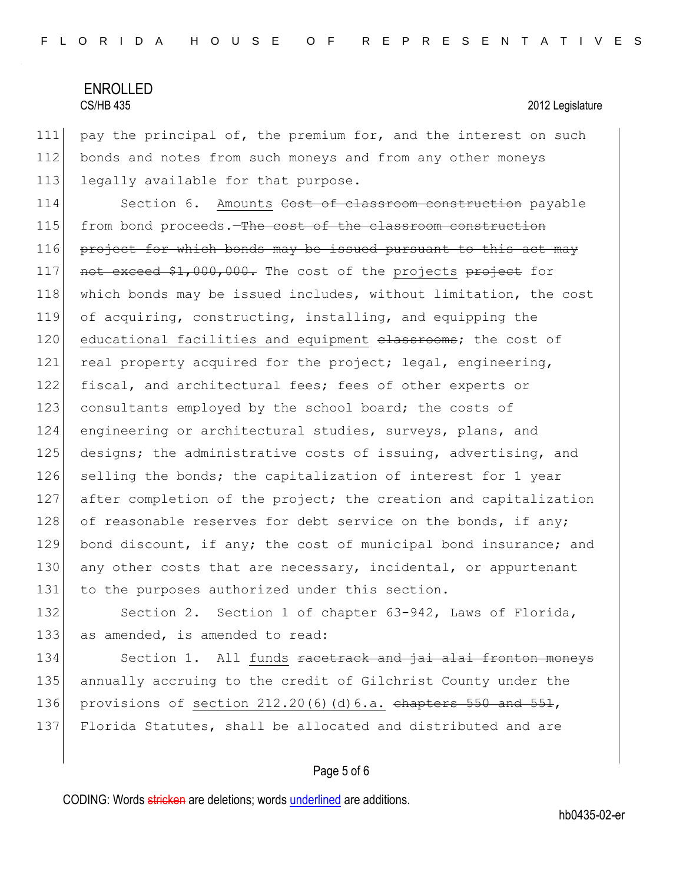pay the principal of, the premium for, and the interest on such bonds and notes from such moneys and from any other moneys legally available for that purpose.

Section 6. <u>Amounts</u> ~~Cost of classroom construction~~ payable from bond proceeds.—~~The cost of the classroom construction project for which bonds may be issued pursuant to this act may not exceed $1,000,000.~~ The cost of the <u>projects</u> ~~project~~ for which bonds may be issued includes, without limitation, the cost of acquiring, constructing, installing, and equipping the <u>educational facilities and equipment</u> ~~classrooms~~; the cost of real property acquired for the project; legal, engineering, fiscal, and architectural fees; fees of other experts or consultants employed by the school board; the costs of engineering or architectural studies, surveys, plans, and designs; the administrative costs of issuing, advertising, and selling the bonds; the capitalization of interest for 1 year after completion of the project; the creation and capitalization of reasonable reserves for debt service on the bonds, if any; bond discount, if any; the cost of municipal bond insurance; and any other costs that are necessary, incidental, or appurtenant to the purposes authorized under this section.

Section 2. Section 1 of chapter 63-942, Laws of Florida, as amended, is amended to read:

Section 1. All <u>funds</u> ~~racetrack and jai alai fronton moneys~~ annually accruing to the credit of Gilchrist County under the provisions of <u>section 212.20(6)(d)6.a.</u> ~~chapters 550 and 551~~, Florida Statutes, shall be allocated and distributed and are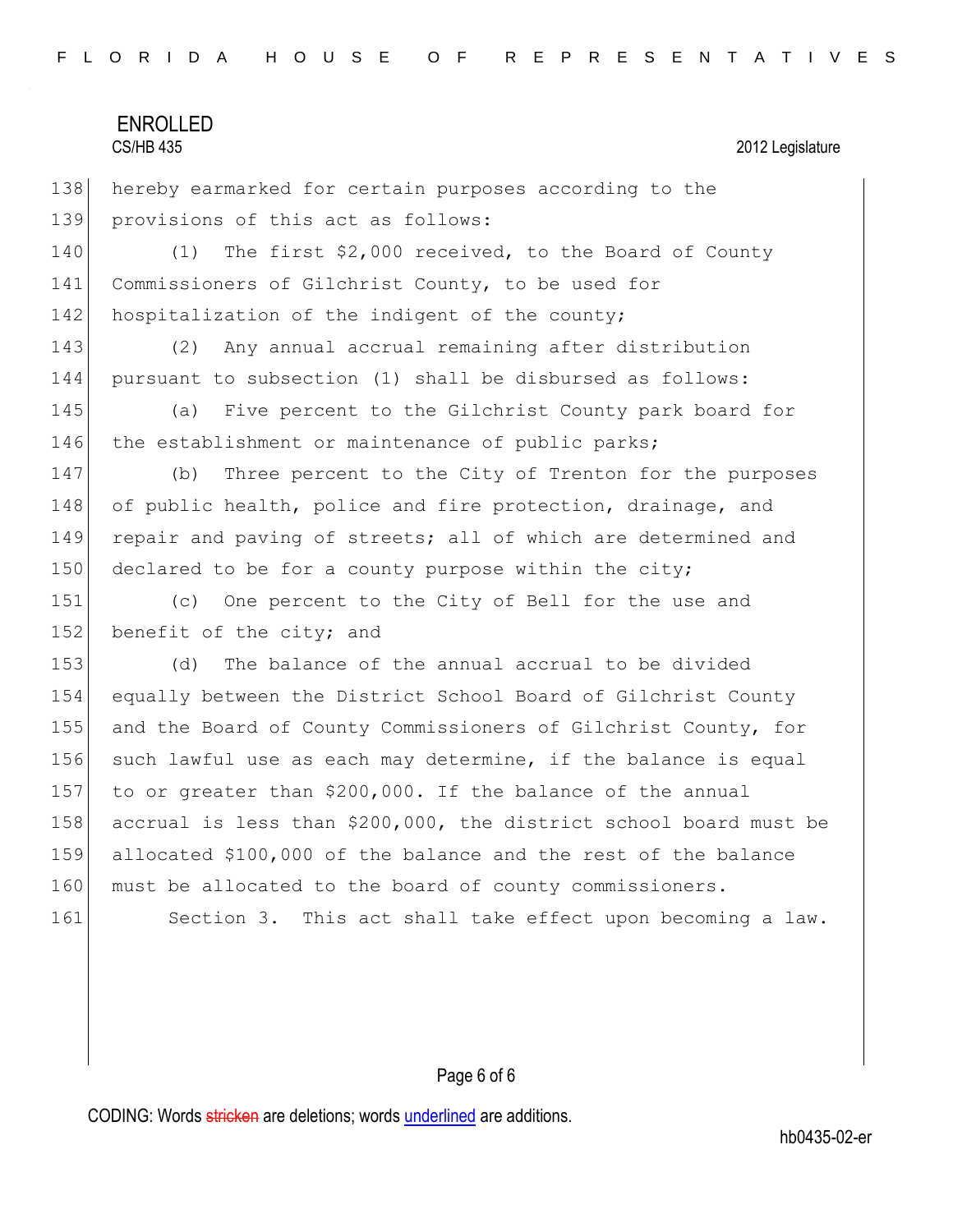hereby earmarked for certain purposes according to the provisions of this act as follows:

(1) The first $2,000 received, to the Board of County Commissioners of Gilchrist County, to be used for hospitalization of the indigent of the county;

(2) Any annual accrual remaining after distribution pursuant to subsection (1) shall be disbursed as follows:

(a) Five percent to the Gilchrist County park board for the establishment or maintenance of public parks;

(b) Three percent to the City of Trenton for the purposes of public health, police and fire protection, drainage, and repair and paving of streets; all of which are determined and declared to be for a county purpose within the city;

(c) One percent to the City of Bell for the use and benefit of the city; and

(d) The balance of the annual accrual to be divided equally between the District School Board of Gilchrist County and the Board of County Commissioners of Gilchrist County, for such lawful use as each may determine, if the balance is equal to or greater than $200,000. If the balance of the annual accrual is less than $200,000, the district school board must be allocated $100,000 of the balance and the rest of the balance must be allocated to the board of county commissioners.

Section 3. This act shall take effect upon becoming a law.